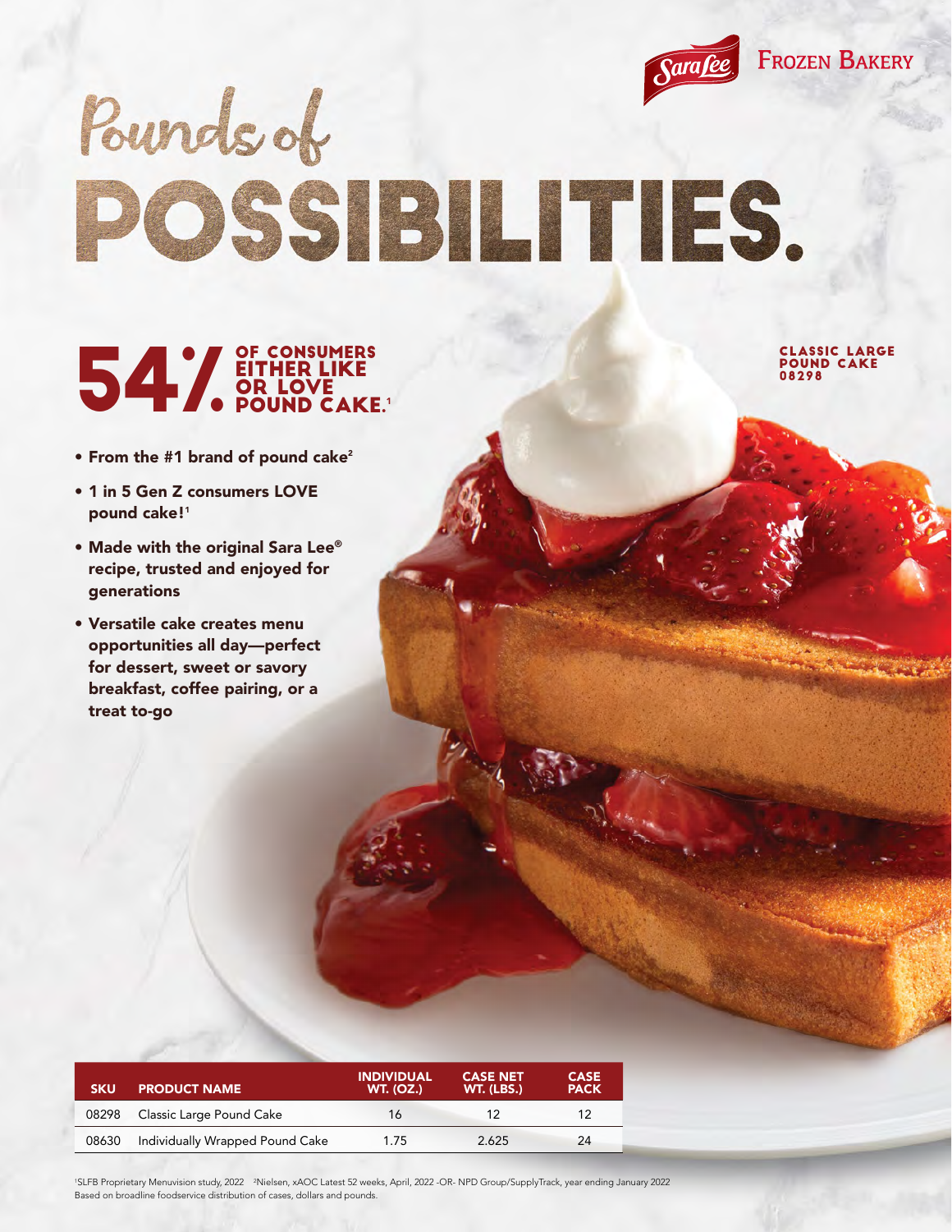Sara Lee FROZEN BAKERY

# Pounds of POSSIBILITIES.

## 54% OF CONSUMERS EITHER LIKE OR LOVE POUND CAKE.[1]

CLASSIC LARGE POUND CAKE 08298

- **From the #1 brand of pound cake[2]**
- **1 in 5 Gen Z consumers LOVE pound cake![1]**
- **Made with the original Sara Lee® recipe, trusted and enjoyed for generations**
- **Versatile cake creates menu opportunities all day—perfect for dessert, sweet or savory breakfast, coffee pairing, or a treat to-go**

| SKU | PRODUCT NAME | INDIVIDUAL WT. (OZ.) | CASE NET WT. (LBS.) | CASE PACK |
|---|---|---|---|---|
| 08298 | Classic Large Pound Cake | 16 | 12 | 12 |
| 08630 | Individually Wrapped Pound Cake | 1.75 | 2.625 | 24 |

[1]SLFB Proprietary Menuvision study, 2022 [2]Nielsen, xAOC Latest 52 weeks, April, 2022 -OR- NPD Group/SupplyTrack, year ending January 2022 Based on broadline foodservice distribution of cases, dollars and pounds.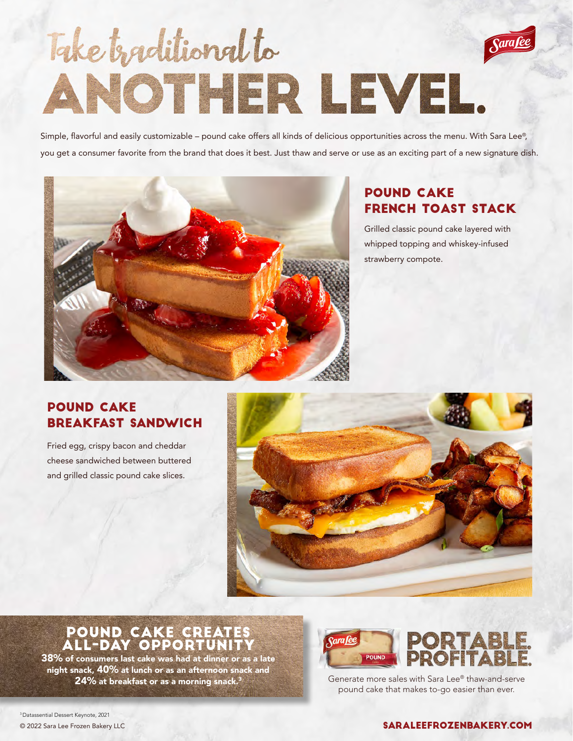# Take traditional to ANOTHER LEVEL.

Simple, flavorful and easily customizable – pound cake offers all kinds of delicious opportunities across the menu. With Sara Lee®, you get a consumer favorite from the brand that does it best. Just thaw and serve or use as an exciting part of a new signature dish.

## POUND CAKE FRENCH TOAST STACK

Grilled classic pound cake layered with whipped topping and whiskey-infused strawberry compote.

## POUND CAKE BREAKFAST SANDWICH

Fried egg, crispy bacon and cheddar cheese sandwiched between buttered and grilled classic pound cake slices.

## POUND CAKE CREATES ALL-DAY OPPORTUNITY

**38%** of consumers last cake was had at dinner or as a late night snack, **40%** at lunch or as an afternoon snack and **24%** at breakfast or as a morning snack.[3]

## PORTABLE. PROFITABLE.

Generate more sales with Sara Lee® thaw-and-serve pound cake that makes to-go easier than ever.

[3] Datassential Dessert Keynote, 2021

© 2022 Sara Lee Frozen Bakery LLC

SARALEEFROZENBAKERY.COM